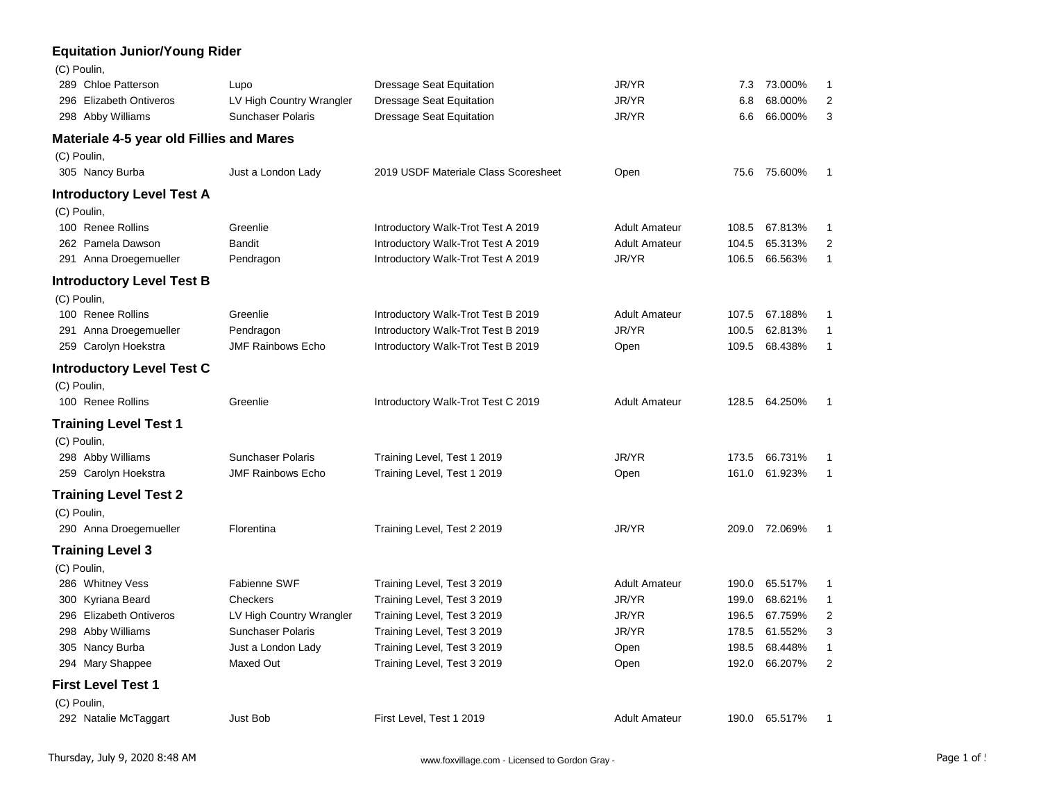## Equitation Junior/Young Rider

(C) Poulin,

| | | | | | | | |
|---|---|---|---|---|---|---|---|
| 289 | Chloe Patterson | Lupo | Dressage Seat Equitation | JR/YR | 7.3 | 73.000% | 1 |
| 296 | Elizabeth Ontiveros | LV High Country Wrangler | Dressage Seat Equitation | JR/YR | 6.8 | 68.000% | 2 |
| 298 | Abby Williams | Sunchaser Polaris | Dressage Seat Equitation | JR/YR | 6.6 | 66.000% | 3 |

## Materiale 4-5 year old Fillies and Mares

(C) Poulin,

| | | | | | | | |
|---|---|---|---|---|---|---|---|
| 305 | Nancy Burba | Just a London Lady | 2019 USDF Materiale Class Scoresheet | Open | 75.6 | 75.600% | 1 |

## Introductory Level Test A

(C) Poulin,

| | | | | | | | |
|---|---|---|---|---|---|---|---|
| 100 | Renee Rollins | Greenlie | Introductory Walk-Trot Test A 2019 | Adult Amateur | 108.5 | 67.813% | 1 |
| 262 | Pamela Dawson | Bandit | Introductory Walk-Trot Test A 2019 | Adult Amateur | 104.5 | 65.313% | 2 |
| 291 | Anna Droegemueller | Pendragon | Introductory Walk-Trot Test A 2019 | JR/YR | 106.5 | 66.563% | 1 |

## Introductory Level Test B

(C) Poulin,

| | | | | | | | |
|---|---|---|---|---|---|---|---|
| 100 | Renee Rollins | Greenlie | Introductory Walk-Trot Test B 2019 | Adult Amateur | 107.5 | 67.188% | 1 |
| 291 | Anna Droegemueller | Pendragon | Introductory Walk-Trot Test B 2019 | JR/YR | 100.5 | 62.813% | 1 |
| 259 | Carolyn Hoekstra | JMF Rainbows Echo | Introductory Walk-Trot Test B 2019 | Open | 109.5 | 68.438% | 1 |

## Introductory Level Test C

(C) Poulin,

| | | | | | | | |
|---|---|---|---|---|---|---|---|
| 100 | Renee Rollins | Greenlie | Introductory Walk-Trot Test C 2019 | Adult Amateur | 128.5 | 64.250% | 1 |

## Training Level Test 1

(C) Poulin,

| | | | | | | | |
|---|---|---|---|---|---|---|---|
| 298 | Abby Williams | Sunchaser Polaris | Training Level, Test 1 2019 | JR/YR | 173.5 | 66.731% | 1 |
| 259 | Carolyn Hoekstra | JMF Rainbows Echo | Training Level, Test 1 2019 | Open | 161.0 | 61.923% | 1 |

## Training Level Test 2

(C) Poulin,

| | | | | | | | |
|---|---|---|---|---|---|---|---|
| 290 | Anna Droegemueller | Florentina | Training Level, Test 2 2019 | JR/YR | 209.0 | 72.069% | 1 |

## Training Level 3

(C) Poulin,

| | | | | | | | |
|---|---|---|---|---|---|---|---|
| 286 | Whitney Vess | Fabienne SWF | Training Level, Test 3 2019 | Adult Amateur | 190.0 | 65.517% | 1 |
| 300 | Kyriana Beard | Checkers | Training Level, Test 3 2019 | JR/YR | 199.0 | 68.621% | 1 |
| 296 | Elizabeth Ontiveros | LV High Country Wrangler | Training Level, Test 3 2019 | JR/YR | 196.5 | 67.759% | 2 |
| 298 | Abby Williams | Sunchaser Polaris | Training Level, Test 3 2019 | JR/YR | 178.5 | 61.552% | 3 |
| 305 | Nancy Burba | Just a London Lady | Training Level, Test 3 2019 | Open | 198.5 | 68.448% | 1 |
| 294 | Mary Shappee | Maxed Out | Training Level, Test 3 2019 | Open | 192.0 | 66.207% | 2 |

## First Level Test 1

(C) Poulin,

| | | | | | | | |
|---|---|---|---|---|---|---|---|
| 292 | Natalie McTaggart | Just Bob | First Level, Test 1 2019 | Adult Amateur | 190.0 | 65.517% | 1 |

Thursday, July 9, 2020 8:48 AM

www.foxvillage.com - Licensed to Gordon Gray -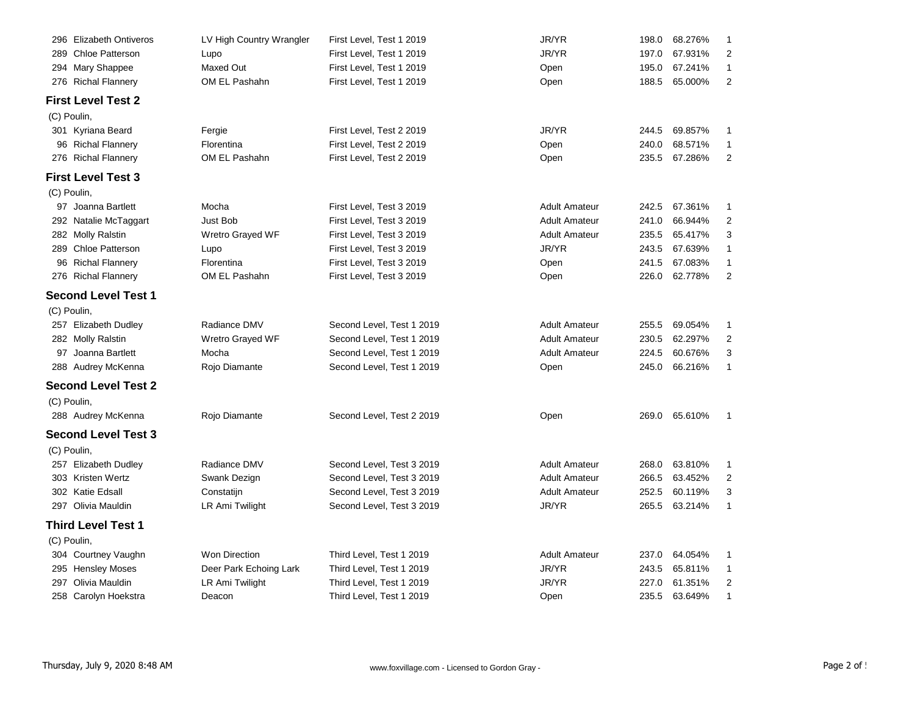| | | | | | | | |
|---|---|---|---|---|---|---|---|
| 296 | Elizabeth Ontiveros | LV High Country Wrangler | First Level, Test 1 2019 | JR/YR | 198.0 | 68.276% | 1 |
| 289 | Chloe Patterson | Lupo | First Level, Test 1 2019 | JR/YR | 197.0 | 67.931% | 2 |
| 294 | Mary Shappee | Maxed Out | First Level, Test 1 2019 | Open | 195.0 | 67.241% | 1 |
| 276 | Richal Flannery | OM EL Pashahn | First Level, Test 1 2019 | Open | 188.5 | 65.000% | 2 |

### First Level Test 2

(C) Poulin,

| | | | | | | | |
|---|---|---|---|---|---|---|---|
| 301 | Kyriana Beard | Fergie | First Level, Test 2 2019 | JR/YR | 244.5 | 69.857% | 1 |
| 96 | Richal Flannery | Florentina | First Level, Test 2 2019 | Open | 240.0 | 68.571% | 1 |
| 276 | Richal Flannery | OM EL Pashahn | First Level, Test 2 2019 | Open | 235.5 | 67.286% | 2 |

### First Level Test 3

(C) Poulin,

| | | | | | | | |
|---|---|---|---|---|---|---|---|
| 97 | Joanna Bartlett | Mocha | First Level, Test 3 2019 | Adult Amateur | 242.5 | 67.361% | 1 |
| 292 | Natalie McTaggart | Just Bob | First Level, Test 3 2019 | Adult Amateur | 241.0 | 66.944% | 2 |
| 282 | Molly Ralstin | Wretro Grayed WF | First Level, Test 3 2019 | Adult Amateur | 235.5 | 65.417% | 3 |
| 289 | Chloe Patterson | Lupo | First Level, Test 3 2019 | JR/YR | 243.5 | 67.639% | 1 |
| 96 | Richal Flannery | Florentina | First Level, Test 3 2019 | Open | 241.5 | 67.083% | 1 |
| 276 | Richal Flannery | OM EL Pashahn | First Level, Test 3 2019 | Open | 226.0 | 62.778% | 2 |

### Second Level Test 1

(C) Poulin,

| | | | | | | | |
|---|---|---|---|---|---|---|---|
| 257 | Elizabeth Dudley | Radiance DMV | Second Level, Test 1 2019 | Adult Amateur | 255.5 | 69.054% | 1 |
| 282 | Molly Ralstin | Wretro Grayed WF | Second Level, Test 1 2019 | Adult Amateur | 230.5 | 62.297% | 2 |
| 97 | Joanna Bartlett | Mocha | Second Level, Test 1 2019 | Adult Amateur | 224.5 | 60.676% | 3 |
| 288 | Audrey McKenna | Rojo Diamante | Second Level, Test 1 2019 | Open | 245.0 | 66.216% | 1 |

### Second Level Test 2

(C) Poulin,

| | | | | | | | |
|---|---|---|---|---|---|---|---|
| 288 | Audrey McKenna | Rojo Diamante | Second Level, Test 2 2019 | Open | 269.0 | 65.610% | 1 |

### Second Level Test 3

(C) Poulin,

| | | | | | | | |
|---|---|---|---|---|---|---|---|
| 257 | Elizabeth Dudley | Radiance DMV | Second Level, Test 3 2019 | Adult Amateur | 268.0 | 63.810% | 1 |
| 303 | Kristen Wertz | Swank Dezign | Second Level, Test 3 2019 | Adult Amateur | 266.5 | 63.452% | 2 |
| 302 | Katie Edsall | Constatijn | Second Level, Test 3 2019 | Adult Amateur | 252.5 | 60.119% | 3 |
| 297 | Olivia Mauldin | LR Ami Twilight | Second Level, Test 3 2019 | JR/YR | 265.5 | 63.214% | 1 |

### Third Level Test 1

(C) Poulin,

| | | | | | | | |
|---|---|---|---|---|---|---|---|
| 304 | Courtney Vaughn | Won Direction | Third Level, Test 1 2019 | Adult Amateur | 237.0 | 64.054% | 1 |
| 295 | Hensley Moses | Deer Park Echoing Lark | Third Level, Test 1 2019 | JR/YR | 243.5 | 65.811% | 1 |
| 297 | Olivia Mauldin | LR Ami Twilight | Third Level, Test 1 2019 | JR/YR | 227.0 | 61.351% | 2 |
| 258 | Carolyn Hoekstra | Deacon | Third Level, Test 1 2019 | Open | 235.5 | 63.649% | 1 |

Thursday, July 9, 2020 8:48 AM

www.foxvillage.com - Licensed to Gordon Gray -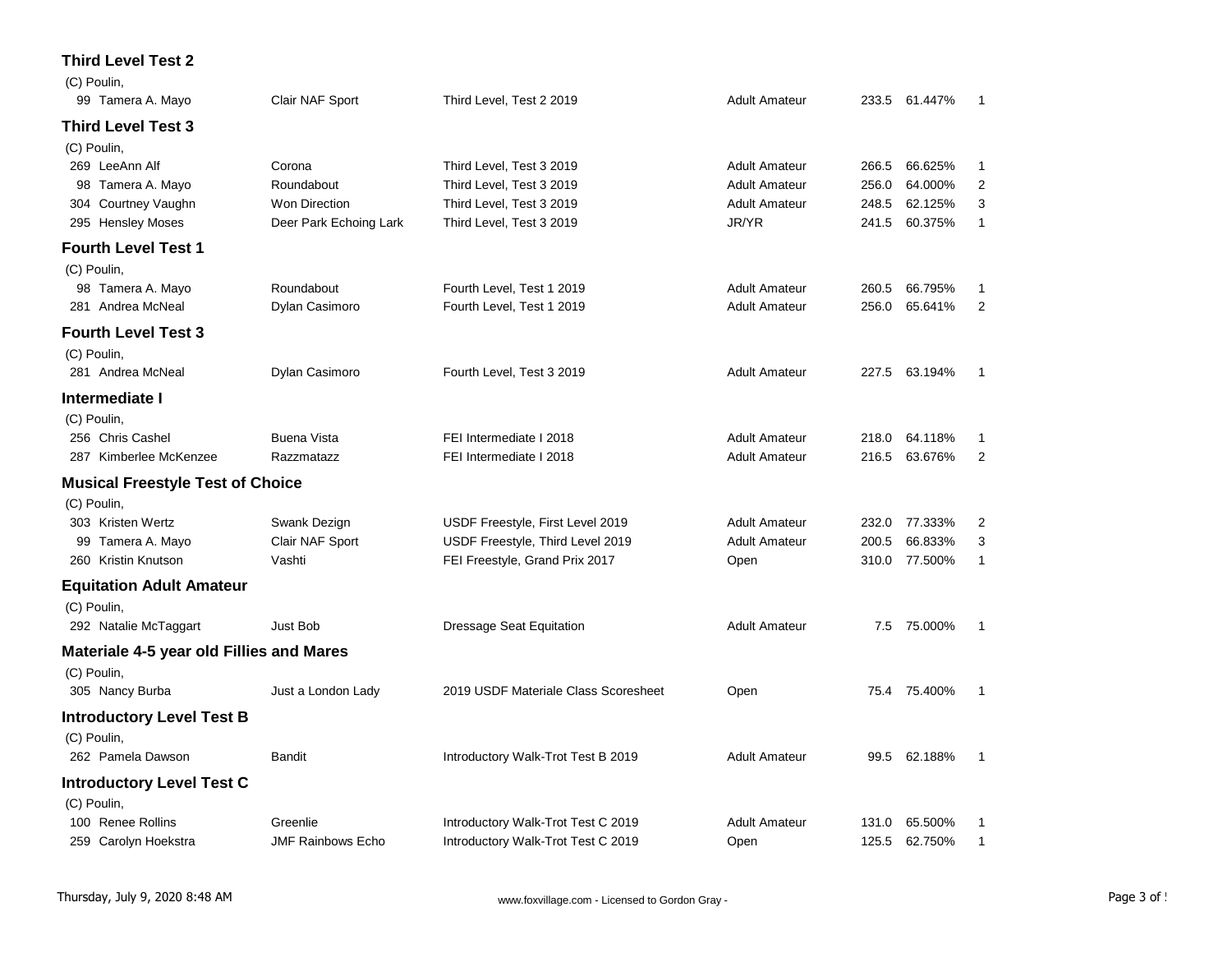### Third Level Test 2

(C) Poulin,

| | | | | | | | |
|---|---|---|---|---|---|---|---|
| 99 | Tamera A. Mayo | Clair NAF Sport | Third Level, Test 2 2019 | Adult Amateur | 233.5 | 61.447% | 1 |

### Third Level Test 3

(C) Poulin,

| | | | | | | | |
|---|---|---|---|---|---|---|---|
| 269 | LeeAnn Alf | Corona | Third Level, Test 3 2019 | Adult Amateur | 266.5 | 66.625% | 1 |
| 98 | Tamera A. Mayo | Roundabout | Third Level, Test 3 2019 | Adult Amateur | 256.0 | 64.000% | 2 |
| 304 | Courtney Vaughn | Won Direction | Third Level, Test 3 2019 | Adult Amateur | 248.5 | 62.125% | 3 |
| 295 | Hensley Moses | Deer Park Echoing Lark | Third Level, Test 3 2019 | JR/YR | 241.5 | 60.375% | 1 |

### Fourth Level Test 1

(C) Poulin,

| | | | | | | | |
|---|---|---|---|---|---|---|---|
| 98 | Tamera A. Mayo | Roundabout | Fourth Level, Test 1 2019 | Adult Amateur | 260.5 | 66.795% | 1 |
| 281 | Andrea McNeal | Dylan Casimoro | Fourth Level, Test 1 2019 | Adult Amateur | 256.0 | 65.641% | 2 |

### Fourth Level Test 3

(C) Poulin,

| | | | | | | | |
|---|---|---|---|---|---|---|---|
| 281 | Andrea McNeal | Dylan Casimoro | Fourth Level, Test 3 2019 | Adult Amateur | 227.5 | 63.194% | 1 |

### Intermediate I

(C) Poulin,

| | | | | | | | |
|---|---|---|---|---|---|---|---|
| 256 | Chris Cashel | Buena Vista | FEI Intermediate I 2018 | Adult Amateur | 218.0 | 64.118% | 1 |
| 287 | Kimberlee McKenzee | Razzmatazz | FEI Intermediate I 2018 | Adult Amateur | 216.5 | 63.676% | 2 |

### Musical Freestyle Test of Choice

(C) Poulin,

| | | | | | | | |
|---|---|---|---|---|---|---|---|
| 303 | Kristen Wertz | Swank Dezign | USDF Freestyle, First Level 2019 | Adult Amateur | 232.0 | 77.333% | 2 |
| 99 | Tamera A. Mayo | Clair NAF Sport | USDF Freestyle, Third Level 2019 | Adult Amateur | 200.5 | 66.833% | 3 |
| 260 | Kristin Knutson | Vashti | FEI Freestyle, Grand Prix 2017 | Open | 310.0 | 77.500% | 1 |

### Equitation Adult Amateur

(C) Poulin,

| | | | | | | | |
|---|---|---|---|---|---|---|---|
| 292 | Natalie McTaggart | Just Bob | Dressage Seat Equitation | Adult Amateur | 7.5 | 75.000% | 1 |

### Materiale 4-5 year old Fillies and Mares

(C) Poulin,

| | | | | | | | |
|---|---|---|---|---|---|---|---|
| 305 | Nancy Burba | Just a London Lady | 2019 USDF Materiale Class Scoresheet | Open | 75.4 | 75.400% | 1 |

### Introductory Level Test B

(C) Poulin,

| | | | | | | | |
|---|---|---|---|---|---|---|---|
| 262 | Pamela Dawson | Bandit | Introductory Walk-Trot Test B 2019 | Adult Amateur | 99.5 | 62.188% | 1 |

### Introductory Level Test C

(C) Poulin,

| | | | | | | | |
|---|---|---|---|---|---|---|---|
| 100 | Renee Rollins | Greenlie | Introductory Walk-Trot Test C 2019 | Adult Amateur | 131.0 | 65.500% | 1 |
| 259 | Carolyn Hoekstra | JMF Rainbows Echo | Introductory Walk-Trot Test C 2019 | Open | 125.5 | 62.750% | 1 |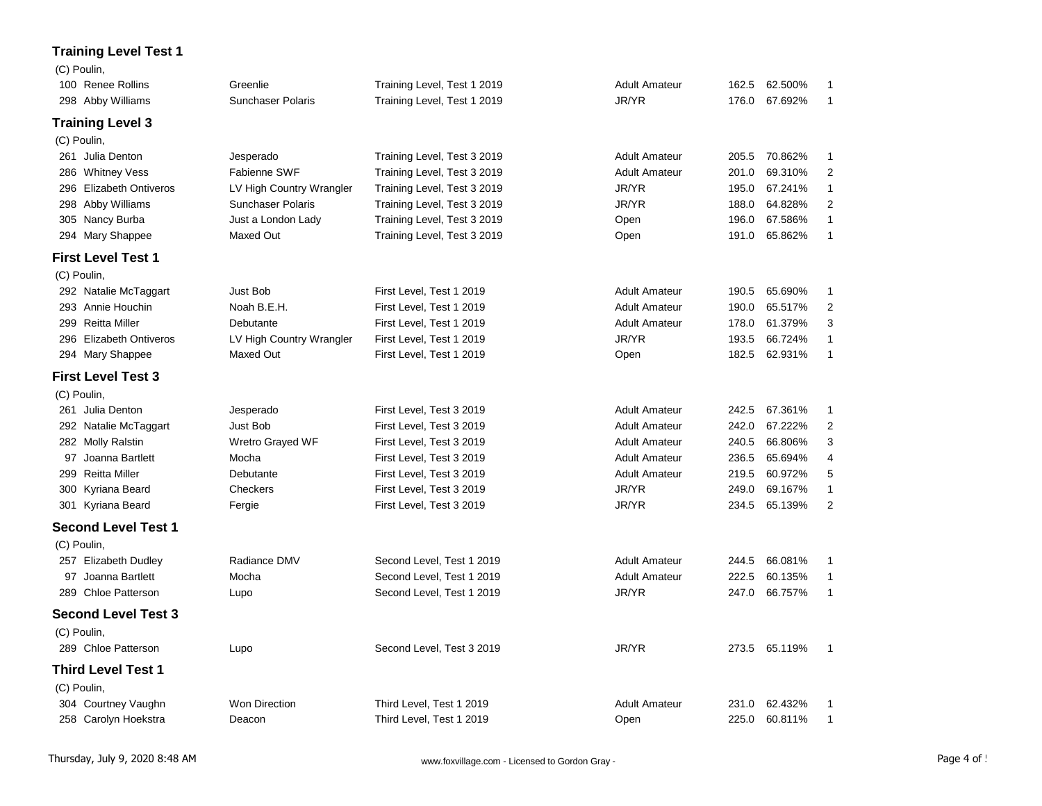### Training Level Test 1

(C) Poulin,

| | | | | | | | |
|---|---|---|---|---|---|---|---|
| 100 | Renee Rollins | Greenlie | Training Level, Test 1 2019 | Adult Amateur | 162.5 | 62.500% | 1 |
| 298 | Abby Williams | Sunchaser Polaris | Training Level, Test 1 2019 | JR/YR | 176.0 | 67.692% | 1 |

### Training Level 3

(C) Poulin,

| | | | | | | | |
|---|---|---|---|---|---|---|---|
| 261 | Julia Denton | Jesperado | Training Level, Test 3 2019 | Adult Amateur | 205.5 | 70.862% | 1 |
| 286 | Whitney Vess | Fabienne SWF | Training Level, Test 3 2019 | Adult Amateur | 201.0 | 69.310% | 2 |
| 296 | Elizabeth Ontiveros | LV High Country Wrangler | Training Level, Test 3 2019 | JR/YR | 195.0 | 67.241% | 1 |
| 298 | Abby Williams | Sunchaser Polaris | Training Level, Test 3 2019 | JR/YR | 188.0 | 64.828% | 2 |
| 305 | Nancy Burba | Just a London Lady | Training Level, Test 3 2019 | Open | 196.0 | 67.586% | 1 |
| 294 | Mary Shappee | Maxed Out | Training Level, Test 3 2019 | Open | 191.0 | 65.862% | 1 |

### First Level Test 1

(C) Poulin,

| | | | | | | | |
|---|---|---|---|---|---|---|---|
| 292 | Natalie McTaggart | Just Bob | First Level, Test 1 2019 | Adult Amateur | 190.5 | 65.690% | 1 |
| 293 | Annie Houchin | Noah B.E.H. | First Level, Test 1 2019 | Adult Amateur | 190.0 | 65.517% | 2 |
| 299 | Reitta Miller | Debutante | First Level, Test 1 2019 | Adult Amateur | 178.0 | 61.379% | 3 |
| 296 | Elizabeth Ontiveros | LV High Country Wrangler | First Level, Test 1 2019 | JR/YR | 193.5 | 66.724% | 1 |
| 294 | Mary Shappee | Maxed Out | First Level, Test 1 2019 | Open | 182.5 | 62.931% | 1 |

### First Level Test 3

(C) Poulin,

| | | | | | | | |
|---|---|---|---|---|---|---|---|
| 261 | Julia Denton | Jesperado | First Level, Test 3 2019 | Adult Amateur | 242.5 | 67.361% | 1 |
| 292 | Natalie McTaggart | Just Bob | First Level, Test 3 2019 | Adult Amateur | 242.0 | 67.222% | 2 |
| 282 | Molly Ralstin | Wretro Grayed WF | First Level, Test 3 2019 | Adult Amateur | 240.5 | 66.806% | 3 |
| 97 | Joanna Bartlett | Mocha | First Level, Test 3 2019 | Adult Amateur | 236.5 | 65.694% | 4 |
| 299 | Reitta Miller | Debutante | First Level, Test 3 2019 | Adult Amateur | 219.5 | 60.972% | 5 |
| 300 | Kyriana Beard | Checkers | First Level, Test 3 2019 | JR/YR | 249.0 | 69.167% | 1 |
| 301 | Kyriana Beard | Fergie | First Level, Test 3 2019 | JR/YR | 234.5 | 65.139% | 2 |

### Second Level Test 1

(C) Poulin,

| | | | | | | | |
|---|---|---|---|---|---|---|---|
| 257 | Elizabeth Dudley | Radiance DMV | Second Level, Test 1 2019 | Adult Amateur | 244.5 | 66.081% | 1 |
| 97 | Joanna Bartlett | Mocha | Second Level, Test 1 2019 | Adult Amateur | 222.5 | 60.135% | 1 |
| 289 | Chloe Patterson | Lupo | Second Level, Test 1 2019 | JR/YR | 247.0 | 66.757% | 1 |

### Second Level Test 3

(C) Poulin,

| | | | | | | | |
|---|---|---|---|---|---|---|---|
| 289 | Chloe Patterson | Lupo | Second Level, Test 3 2019 | JR/YR | 273.5 | 65.119% | 1 |

### Third Level Test 1

(C) Poulin,

| | | | | | | | |
|---|---|---|---|---|---|---|---|
| 304 | Courtney Vaughn | Won Direction | Third Level, Test 1 2019 | Adult Amateur | 231.0 | 62.432% | 1 |
| 258 | Carolyn Hoekstra | Deacon | Third Level, Test 1 2019 | Open | 225.0 | 60.811% | 1 |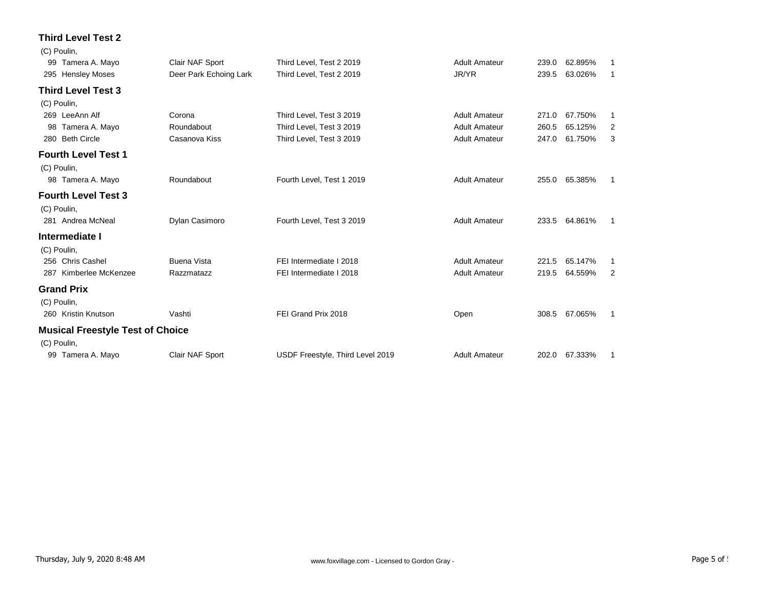### Third Level Test 2

(C) Poulin,

| | | | | | | | |
|---|---|---|---|---|---|---|---|
| 99 | Tamera A. Mayo | Clair NAF Sport | Third Level, Test 2 2019 | Adult Amateur | 239.0 | 62.895% | 1 |
| 295 | Hensley Moses | Deer Park Echoing Lark | Third Level, Test 2 2019 | JR/YR | 239.5 | 63.026% | 1 |

### Third Level Test 3

(C) Poulin,

| | | | | | | | |
|---|---|---|---|---|---|---|---|
| 269 | LeeAnn Alf | Corona | Third Level, Test 3 2019 | Adult Amateur | 271.0 | 67.750% | 1 |
| 98 | Tamera A. Mayo | Roundabout | Third Level, Test 3 2019 | Adult Amateur | 260.5 | 65.125% | 2 |
| 280 | Beth Circle | Casanova Kiss | Third Level, Test 3 2019 | Adult Amateur | 247.0 | 61.750% | 3 |

### Fourth Level Test 1

(C) Poulin,

| | | | | | | | |
|---|---|---|---|---|---|---|---|
| 98 | Tamera A. Mayo | Roundabout | Fourth Level, Test 1 2019 | Adult Amateur | 255.0 | 65.385% | 1 |

### Fourth Level Test 3

(C) Poulin,

| | | | | | | | |
|---|---|---|---|---|---|---|---|
| 281 | Andrea McNeal | Dylan Casimoro | Fourth Level, Test 3 2019 | Adult Amateur | 233.5 | 64.861% | 1 |

### Intermediate I

(C) Poulin,

| | | | | | | | |
|---|---|---|---|---|---|---|---|
| 256 | Chris Cashel | Buena Vista | FEI Intermediate I 2018 | Adult Amateur | 221.5 | 65.147% | 1 |
| 287 | Kimberlee McKenzee | Razzmatazz | FEI Intermediate I 2018 | Adult Amateur | 219.5 | 64.559% | 2 |

### Grand Prix

(C) Poulin,

| | | | | | | | |
|---|---|---|---|---|---|---|---|
| 260 | Kristin Knutson | Vashti | FEI Grand Prix 2018 | Open | 308.5 | 67.065% | 1 |

### Musical Freestyle Test of Choice

(C) Poulin,

| | | | | | | | |
|---|---|---|---|---|---|---|---|
| 99 | Tamera A. Mayo | Clair NAF Sport | USDF Freestyle, Third Level 2019 | Adult Amateur | 202.0 | 67.333% | 1 |